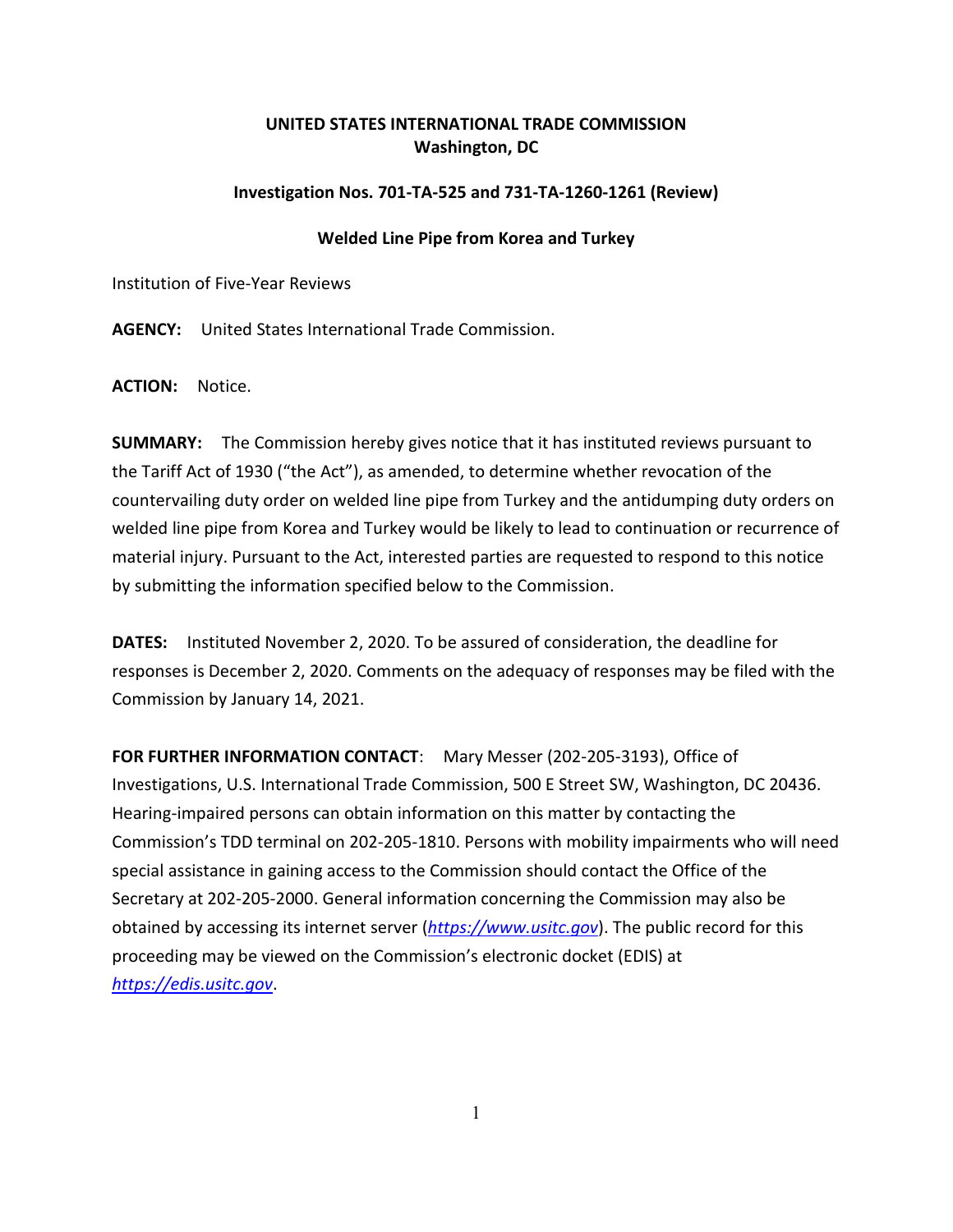**UNITED STATES INTERNATIONAL TRADE COMMISSION**
**Washington, DC**

**Investigation Nos. 701-TA-525 and 731-TA-1260-1261 (Review)**

**Welded Line Pipe from Korea and Turkey**

Institution of Five-Year Reviews

**AGENCY:** United States International Trade Commission.

**ACTION:** Notice.

**SUMMARY:** The Commission hereby gives notice that it has instituted reviews pursuant to the Tariff Act of 1930 ("the Act"), as amended, to determine whether revocation of the countervailing duty order on welded line pipe from Turkey and the antidumping duty orders on welded line pipe from Korea and Turkey would be likely to lead to continuation or recurrence of material injury. Pursuant to the Act, interested parties are requested to respond to this notice by submitting the information specified below to the Commission.

**DATES:** Instituted November 2, 2020. To be assured of consideration, the deadline for responses is December 2, 2020. Comments on the adequacy of responses may be filed with the Commission by January 14, 2021.

**FOR FURTHER INFORMATION CONTACT**: Mary Messer (202-205-3193), Office of Investigations, U.S. International Trade Commission, 500 E Street SW, Washington, DC 20436. Hearing-impaired persons can obtain information on this matter by contacting the Commission's TDD terminal on 202-205-1810. Persons with mobility impairments who will need special assistance in gaining access to the Commission should contact the Office of the Secretary at 202-205-2000. General information concerning the Commission may also be obtained by accessing its internet server (*https://www.usitc.gov*). The public record for this proceeding may be viewed on the Commission's electronic docket (EDIS) at *https://edis.usitc.gov*.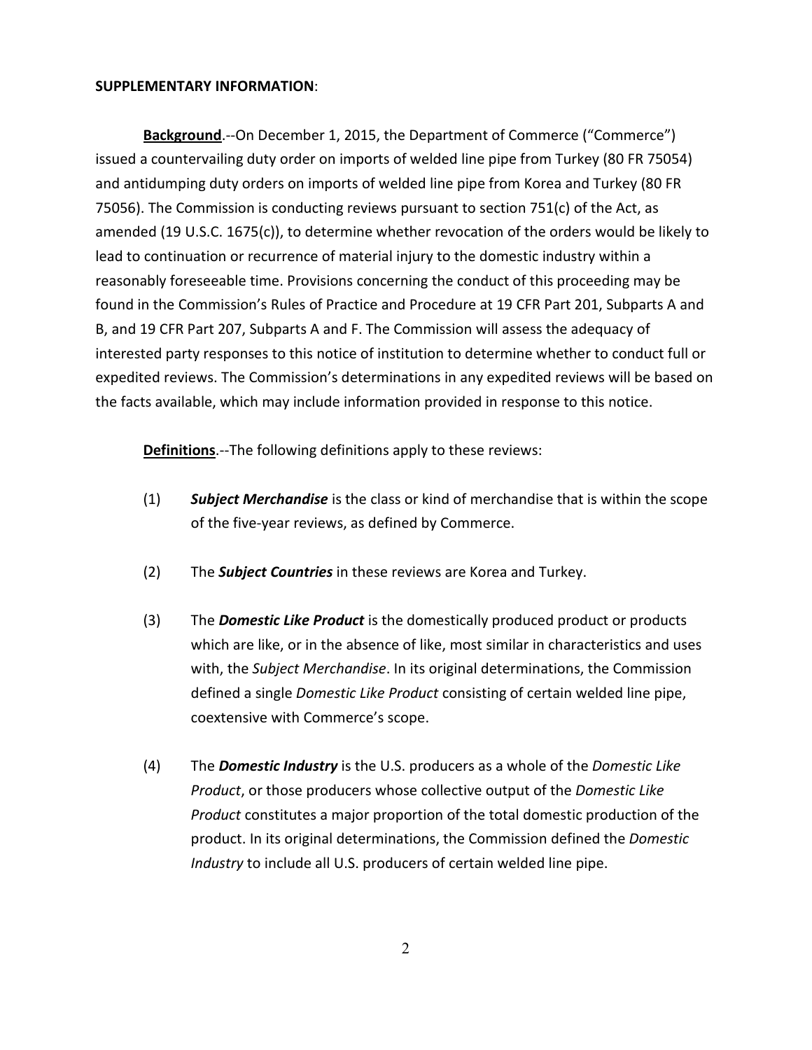**SUPPLEMENTARY INFORMATION**:

**Background**.--On December 1, 2015, the Department of Commerce ("Commerce") issued a countervailing duty order on imports of welded line pipe from Turkey (80 FR 75054) and antidumping duty orders on imports of welded line pipe from Korea and Turkey (80 FR 75056). The Commission is conducting reviews pursuant to section 751(c) of the Act, as amended (19 U.S.C. 1675(c)), to determine whether revocation of the orders would be likely to lead to continuation or recurrence of material injury to the domestic industry within a reasonably foreseeable time. Provisions concerning the conduct of this proceeding may be found in the Commission's Rules of Practice and Procedure at 19 CFR Part 201, Subparts A and B, and 19 CFR Part 207, Subparts A and F. The Commission will assess the adequacy of interested party responses to this notice of institution to determine whether to conduct full or expedited reviews. The Commission's determinations in any expedited reviews will be based on the facts available, which may include information provided in response to this notice.

**Definitions**.--The following definitions apply to these reviews:

(1) ***Subject Merchandise*** is the class or kind of merchandise that is within the scope of the five-year reviews, as defined by Commerce.

(2) The ***Subject Countries*** in these reviews are Korea and Turkey.

(3) The ***Domestic Like Product*** is the domestically produced product or products which are like, or in the absence of like, most similar in characteristics and uses with, the *Subject Merchandise*. In its original determinations, the Commission defined a single *Domestic Like Product* consisting of certain welded line pipe, coextensive with Commerce's scope.

(4) The ***Domestic Industry*** is the U.S. producers as a whole of the *Domestic Like Product*, or those producers whose collective output of the *Domestic Like Product* constitutes a major proportion of the total domestic production of the product. In its original determinations, the Commission defined the *Domestic Industry* to include all U.S. producers of certain welded line pipe.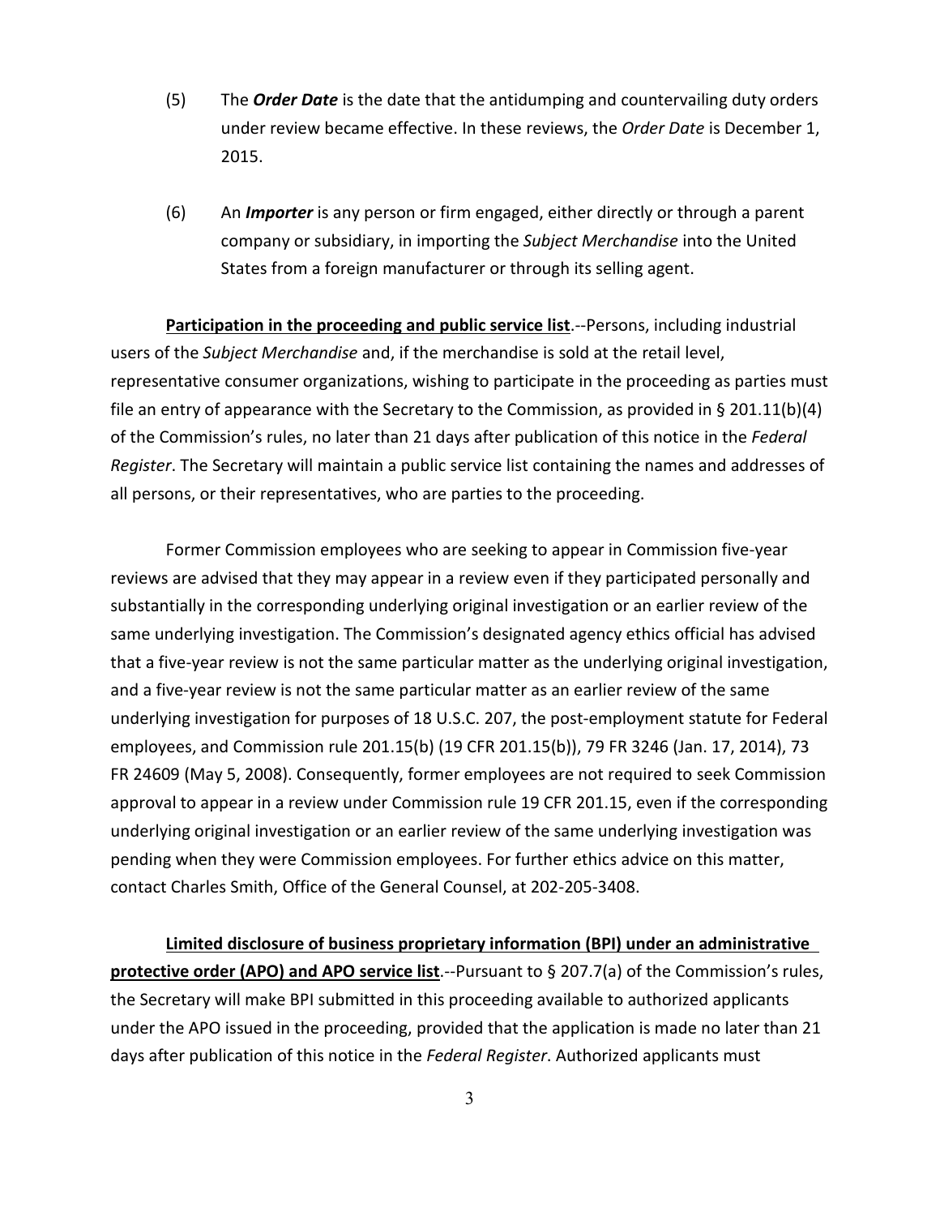(5) The ***Order Date*** is the date that the antidumping and countervailing duty orders under review became effective. In these reviews, the *Order Date* is December 1, 2015.

(6) An ***Importer*** is any person or firm engaged, either directly or through a parent company or subsidiary, in importing the *Subject Merchandise* into the United States from a foreign manufacturer or through its selling agent.

**Participation in the proceeding and public service list**.--Persons, including industrial users of the *Subject Merchandise* and, if the merchandise is sold at the retail level, representative consumer organizations, wishing to participate in the proceeding as parties must file an entry of appearance with the Secretary to the Commission, as provided in § 201.11(b)(4) of the Commission's rules, no later than 21 days after publication of this notice in the *Federal Register*. The Secretary will maintain a public service list containing the names and addresses of all persons, or their representatives, who are parties to the proceeding.

Former Commission employees who are seeking to appear in Commission five-year reviews are advised that they may appear in a review even if they participated personally and substantially in the corresponding underlying original investigation or an earlier review of the same underlying investigation. The Commission's designated agency ethics official has advised that a five-year review is not the same particular matter as the underlying original investigation, and a five-year review is not the same particular matter as an earlier review of the same underlying investigation for purposes of 18 U.S.C. 207, the post-employment statute for Federal employees, and Commission rule 201.15(b) (19 CFR 201.15(b)), 79 FR 3246 (Jan. 17, 2014), 73 FR 24609 (May 5, 2008). Consequently, former employees are not required to seek Commission approval to appear in a review under Commission rule 19 CFR 201.15, even if the corresponding underlying original investigation or an earlier review of the same underlying investigation was pending when they were Commission employees. For further ethics advice on this matter, contact Charles Smith, Office of the General Counsel, at 202-205-3408.

**Limited disclosure of business proprietary information (BPI) under an administrative protective order (APO) and APO service list**.--Pursuant to § 207.7(a) of the Commission's rules, the Secretary will make BPI submitted in this proceeding available to authorized applicants under the APO issued in the proceeding, provided that the application is made no later than 21 days after publication of this notice in the *Federal Register*. Authorized applicants must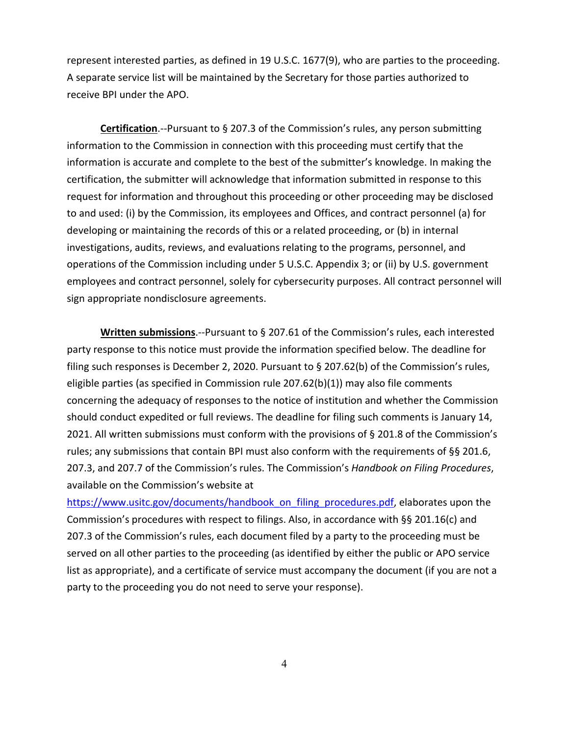represent interested parties, as defined in 19 U.S.C. 1677(9), who are parties to the proceeding. A separate service list will be maintained by the Secretary for those parties authorized to receive BPI under the APO.

**Certification**.--Pursuant to § 207.3 of the Commission's rules, any person submitting information to the Commission in connection with this proceeding must certify that the information is accurate and complete to the best of the submitter's knowledge. In making the certification, the submitter will acknowledge that information submitted in response to this request for information and throughout this proceeding or other proceeding may be disclosed to and used: (i) by the Commission, its employees and Offices, and contract personnel (a) for developing or maintaining the records of this or a related proceeding, or (b) in internal investigations, audits, reviews, and evaluations relating to the programs, personnel, and operations of the Commission including under 5 U.S.C. Appendix 3; or (ii) by U.S. government employees and contract personnel, solely for cybersecurity purposes. All contract personnel will sign appropriate nondisclosure agreements.

**Written submissions**.--Pursuant to § 207.61 of the Commission's rules, each interested party response to this notice must provide the information specified below. The deadline for filing such responses is December 2, 2020. Pursuant to § 207.62(b) of the Commission's rules, eligible parties (as specified in Commission rule 207.62(b)(1)) may also file comments concerning the adequacy of responses to the notice of institution and whether the Commission should conduct expedited or full reviews. The deadline for filing such comments is January 14, 2021. All written submissions must conform with the provisions of § 201.8 of the Commission's rules; any submissions that contain BPI must also conform with the requirements of §§ 201.6, 207.3, and 207.7 of the Commission's rules. The Commission's *Handbook on Filing Procedures*, available on the Commission's website at [https://www.usitc.gov/documents/handbook_on_filing_procedures.pdf](https://www.usitc.gov/documents/handbook_on_filing_procedures.pdf), elaborates upon the Commission's procedures with respect to filings. Also, in accordance with §§ 201.16(c) and 207.3 of the Commission's rules, each document filed by a party to the proceeding must be served on all other parties to the proceeding (as identified by either the public or APO service list as appropriate), and a certificate of service must accompany the document (if you are not a party to the proceeding you do not need to serve your response).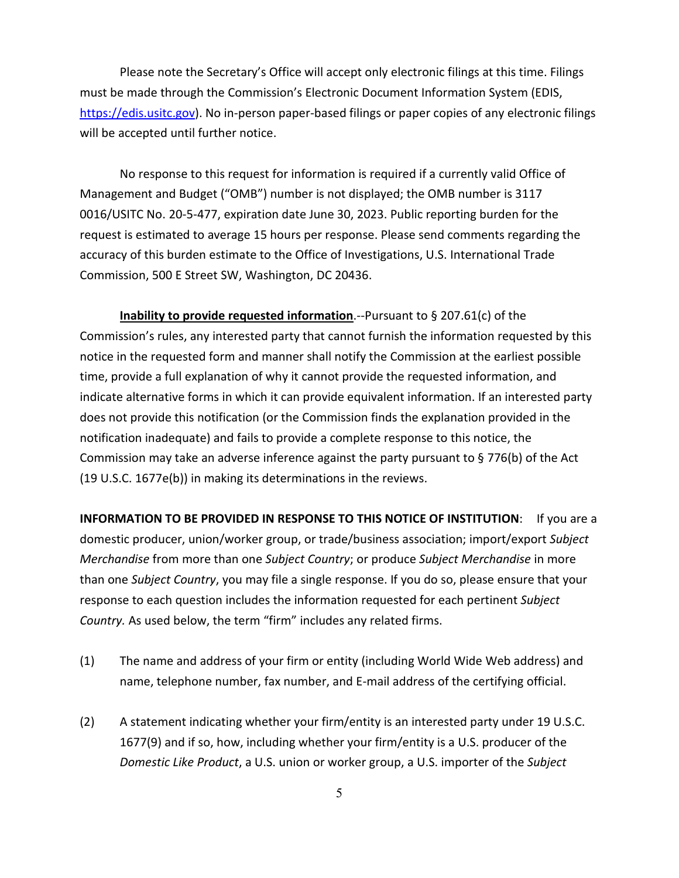Please note the Secretary's Office will accept only electronic filings at this time. Filings must be made through the Commission's Electronic Document Information System (EDIS, https://edis.usitc.gov). No in-person paper-based filings or paper copies of any electronic filings will be accepted until further notice.

No response to this request for information is required if a currently valid Office of Management and Budget ("OMB") number is not displayed; the OMB number is 3117 0016/USITC No. 20-5-477, expiration date June 30, 2023. Public reporting burden for the request is estimated to average 15 hours per response. Please send comments regarding the accuracy of this burden estimate to the Office of Investigations, U.S. International Trade Commission, 500 E Street SW, Washington, DC 20436.

**Inability to provide requested information**.--Pursuant to § 207.61(c) of the Commission's rules, any interested party that cannot furnish the information requested by this notice in the requested form and manner shall notify the Commission at the earliest possible time, provide a full explanation of why it cannot provide the requested information, and indicate alternative forms in which it can provide equivalent information. If an interested party does not provide this notification (or the Commission finds the explanation provided in the notification inadequate) and fails to provide a complete response to this notice, the Commission may take an adverse inference against the party pursuant to § 776(b) of the Act (19 U.S.C. 1677e(b)) in making its determinations in the reviews.

**INFORMATION TO BE PROVIDED IN RESPONSE TO THIS NOTICE OF INSTITUTION**: If you are a domestic producer, union/worker group, or trade/business association; import/export *Subject Merchandise* from more than one *Subject Country*; or produce *Subject Merchandise* in more than one *Subject Country*, you may file a single response. If you do so, please ensure that your response to each question includes the information requested for each pertinent *Subject Country.* As used below, the term "firm" includes any related firms.

(1) The name and address of your firm or entity (including World Wide Web address) and name, telephone number, fax number, and E-mail address of the certifying official.

(2) A statement indicating whether your firm/entity is an interested party under 19 U.S.C. 1677(9) and if so, how, including whether your firm/entity is a U.S. producer of the *Domestic Like Product*, a U.S. union or worker group, a U.S. importer of the *Subject*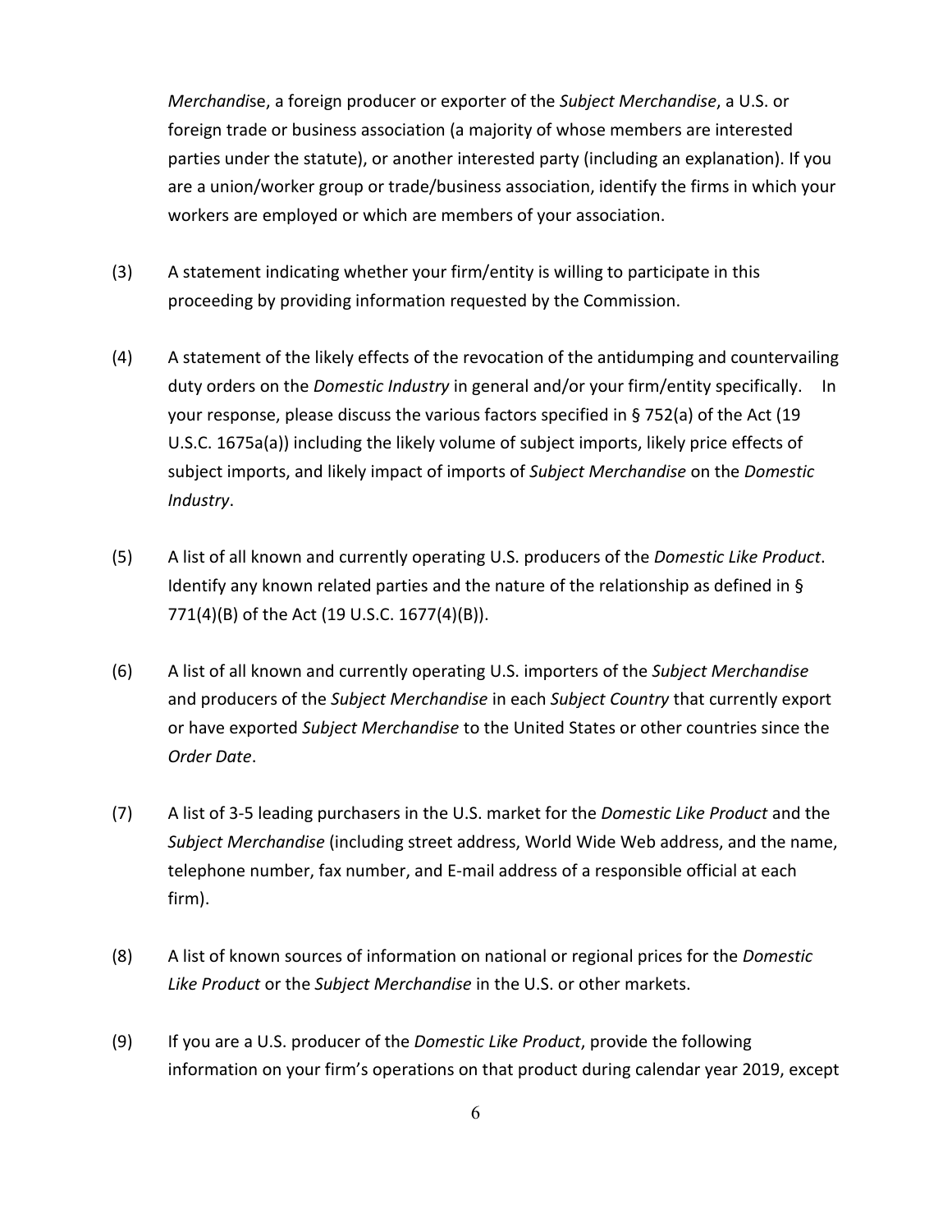*Merchandise*, a foreign producer or exporter of the *Subject Merchandise*, a U.S. or foreign trade or business association (a majority of whose members are interested parties under the statute), or another interested party (including an explanation). If you are a union/worker group or trade/business association, identify the firms in which your workers are employed or which are members of your association.

(3) A statement indicating whether your firm/entity is willing to participate in this proceeding by providing information requested by the Commission.

(4) A statement of the likely effects of the revocation of the antidumping and countervailing duty orders on the *Domestic Industry* in general and/or your firm/entity specifically. In your response, please discuss the various factors specified in § 752(a) of the Act (19 U.S.C. 1675a(a)) including the likely volume of subject imports, likely price effects of subject imports, and likely impact of imports of *Subject Merchandise* on the *Domestic Industry*.

(5) A list of all known and currently operating U.S. producers of the *Domestic Like Product*. Identify any known related parties and the nature of the relationship as defined in § 771(4)(B) of the Act (19 U.S.C. 1677(4)(B)).

(6) A list of all known and currently operating U.S. importers of the *Subject Merchandise* and producers of the *Subject Merchandise* in each *Subject Country* that currently export or have exported *Subject Merchandise* to the United States or other countries since the *Order Date*.

(7) A list of 3-5 leading purchasers in the U.S. market for the *Domestic Like Product* and the *Subject Merchandise* (including street address, World Wide Web address, and the name, telephone number, fax number, and E-mail address of a responsible official at each firm).

(8) A list of known sources of information on national or regional prices for the *Domestic Like Product* or the *Subject Merchandise* in the U.S. or other markets.

(9) If you are a U.S. producer of the *Domestic Like Product*, provide the following information on your firm's operations on that product during calendar year 2019, except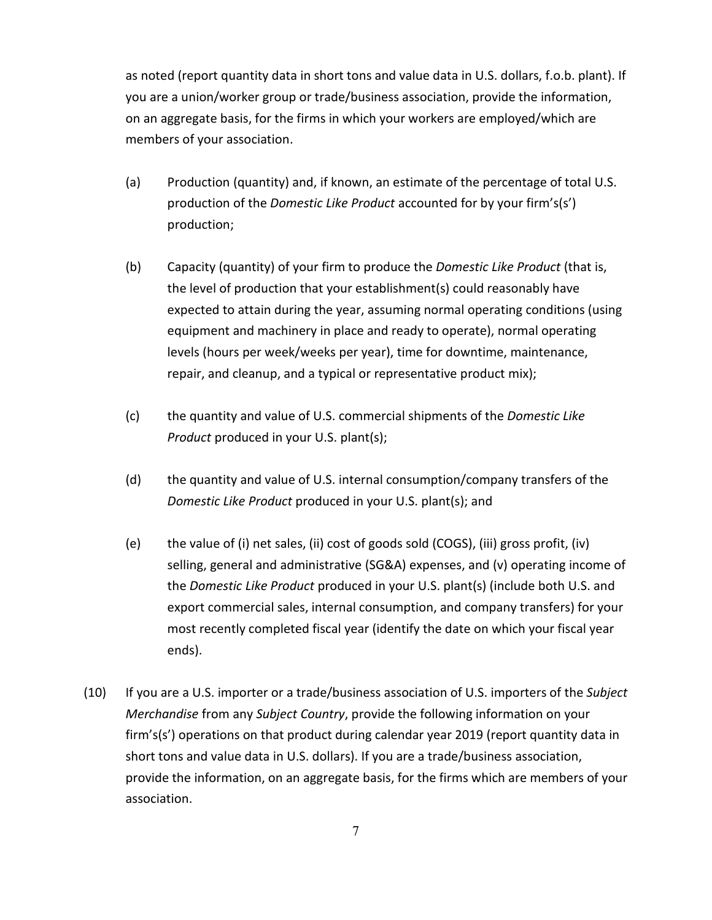as noted (report quantity data in short tons and value data in U.S. dollars, f.o.b. plant). If you are a union/worker group or trade/business association, provide the information, on an aggregate basis, for the firms in which your workers are employed/which are members of your association.

(a) Production (quantity) and, if known, an estimate of the percentage of total U.S. production of the *Domestic Like Product* accounted for by your firm's(s') production;

(b) Capacity (quantity) of your firm to produce the *Domestic Like Product* (that is, the level of production that your establishment(s) could reasonably have expected to attain during the year, assuming normal operating conditions (using equipment and machinery in place and ready to operate), normal operating levels (hours per week/weeks per year), time for downtime, maintenance, repair, and cleanup, and a typical or representative product mix);

(c) the quantity and value of U.S. commercial shipments of the *Domestic Like Product* produced in your U.S. plant(s);

(d) the quantity and value of U.S. internal consumption/company transfers of the *Domestic Like Product* produced in your U.S. plant(s); and

(e) the value of (i) net sales, (ii) cost of goods sold (COGS), (iii) gross profit, (iv) selling, general and administrative (SG&A) expenses, and (v) operating income of the *Domestic Like Product* produced in your U.S. plant(s) (include both U.S. and export commercial sales, internal consumption, and company transfers) for your most recently completed fiscal year (identify the date on which your fiscal year ends).

(10) If you are a U.S. importer or a trade/business association of U.S. importers of the *Subject Merchandise* from any *Subject Country*, provide the following information on your firm's(s') operations on that product during calendar year 2019 (report quantity data in short tons and value data in U.S. dollars). If you are a trade/business association, provide the information, on an aggregate basis, for the firms which are members of your association.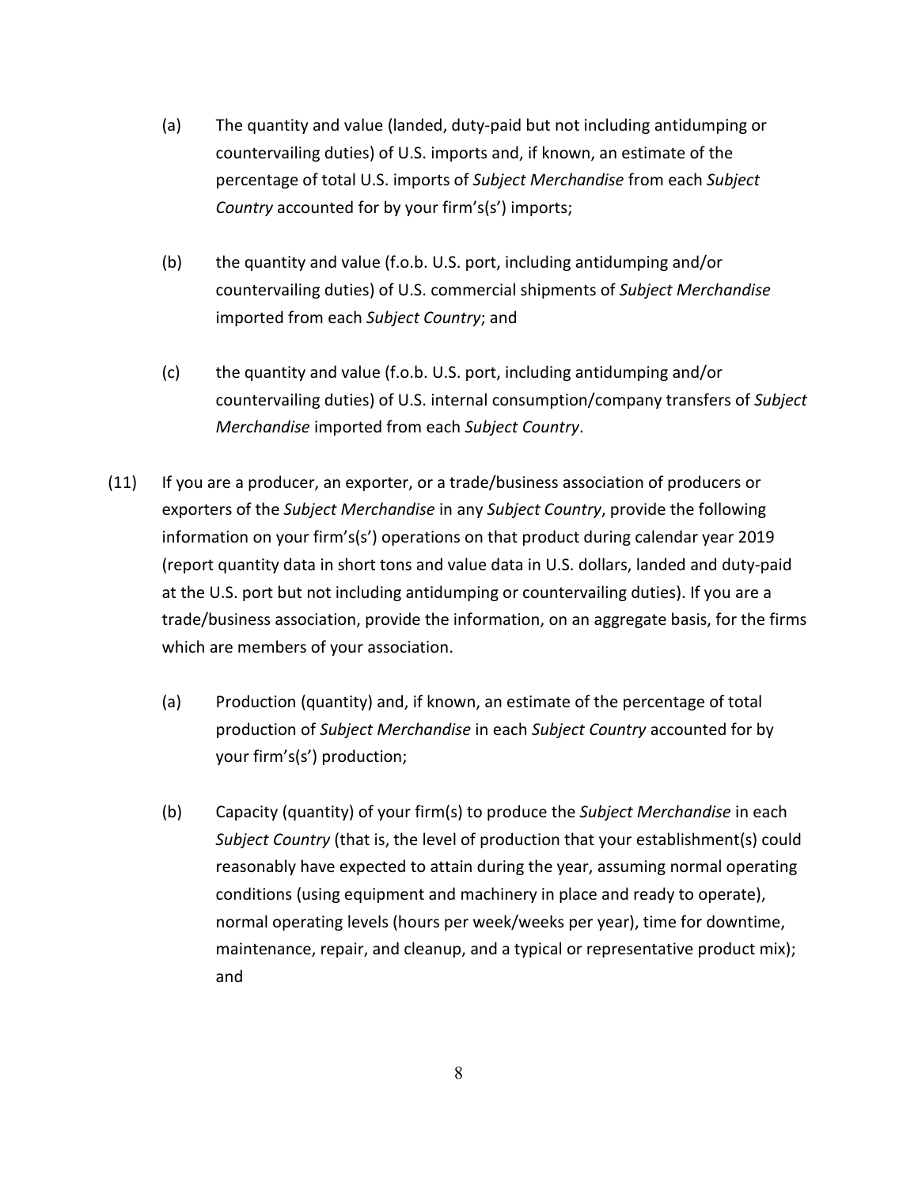(a) The quantity and value (landed, duty-paid but not including antidumping or countervailing duties) of U.S. imports and, if known, an estimate of the percentage of total U.S. imports of *Subject Merchandise* from each *Subject Country* accounted for by your firm's(s') imports;

(b) the quantity and value (f.o.b. U.S. port, including antidumping and/or countervailing duties) of U.S. commercial shipments of *Subject Merchandise* imported from each *Subject Country*; and

(c) the quantity and value (f.o.b. U.S. port, including antidumping and/or countervailing duties) of U.S. internal consumption/company transfers of *Subject Merchandise* imported from each *Subject Country*.

(11) If you are a producer, an exporter, or a trade/business association of producers or exporters of the *Subject Merchandise* in any *Subject Country*, provide the following information on your firm's(s') operations on that product during calendar year 2019 (report quantity data in short tons and value data in U.S. dollars, landed and duty-paid at the U.S. port but not including antidumping or countervailing duties). If you are a trade/business association, provide the information, on an aggregate basis, for the firms which are members of your association.

(a) Production (quantity) and, if known, an estimate of the percentage of total production of *Subject Merchandise* in each *Subject Country* accounted for by your firm's(s') production;

(b) Capacity (quantity) of your firm(s) to produce the *Subject Merchandise* in each *Subject Country* (that is, the level of production that your establishment(s) could reasonably have expected to attain during the year, assuming normal operating conditions (using equipment and machinery in place and ready to operate), normal operating levels (hours per week/weeks per year), time for downtime, maintenance, repair, and cleanup, and a typical or representative product mix); and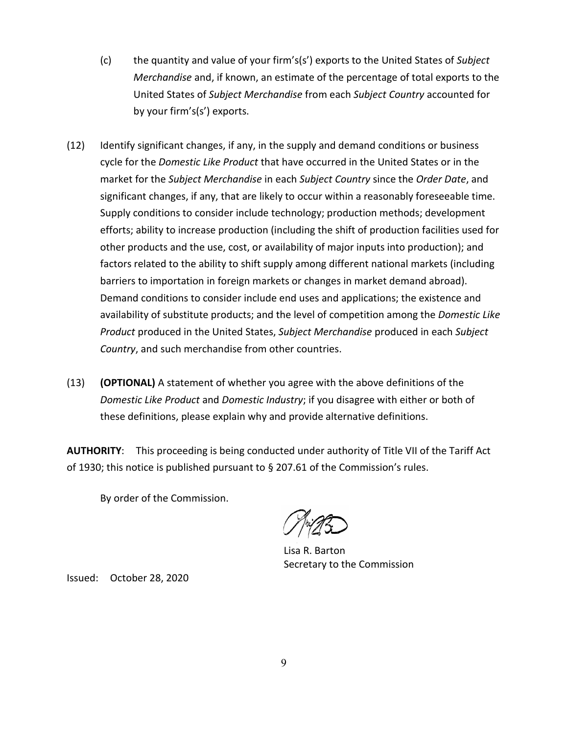(c) the quantity and value of your firm's(s') exports to the United States of *Subject Merchandise* and, if known, an estimate of the percentage of total exports to the United States of *Subject Merchandise* from each *Subject Country* accounted for by your firm's(s') exports.

(12) Identify significant changes, if any, in the supply and demand conditions or business cycle for the *Domestic Like Product* that have occurred in the United States or in the market for the *Subject Merchandise* in each *Subject Country* since the *Order Date*, and significant changes, if any, that are likely to occur within a reasonably foreseeable time. Supply conditions to consider include technology; production methods; development efforts; ability to increase production (including the shift of production facilities used for other products and the use, cost, or availability of major inputs into production); and factors related to the ability to shift supply among different national markets (including barriers to importation in foreign markets or changes in market demand abroad). Demand conditions to consider include end uses and applications; the existence and availability of substitute products; and the level of competition among the *Domestic Like Product* produced in the United States, *Subject Merchandise* produced in each *Subject Country*, and such merchandise from other countries.

(13) **(OPTIONAL)** A statement of whether you agree with the above definitions of the *Domestic Like Product* and *Domestic Industry*; if you disagree with either or both of these definitions, please explain why and provide alternative definitions.

**AUTHORITY**: This proceeding is being conducted under authority of Title VII of the Tariff Act of 1930; this notice is published pursuant to § 207.61 of the Commission's rules.

By order of the Commission.

Lisa R. Barton
Secretary to the Commission

Issued: October 28, 2020